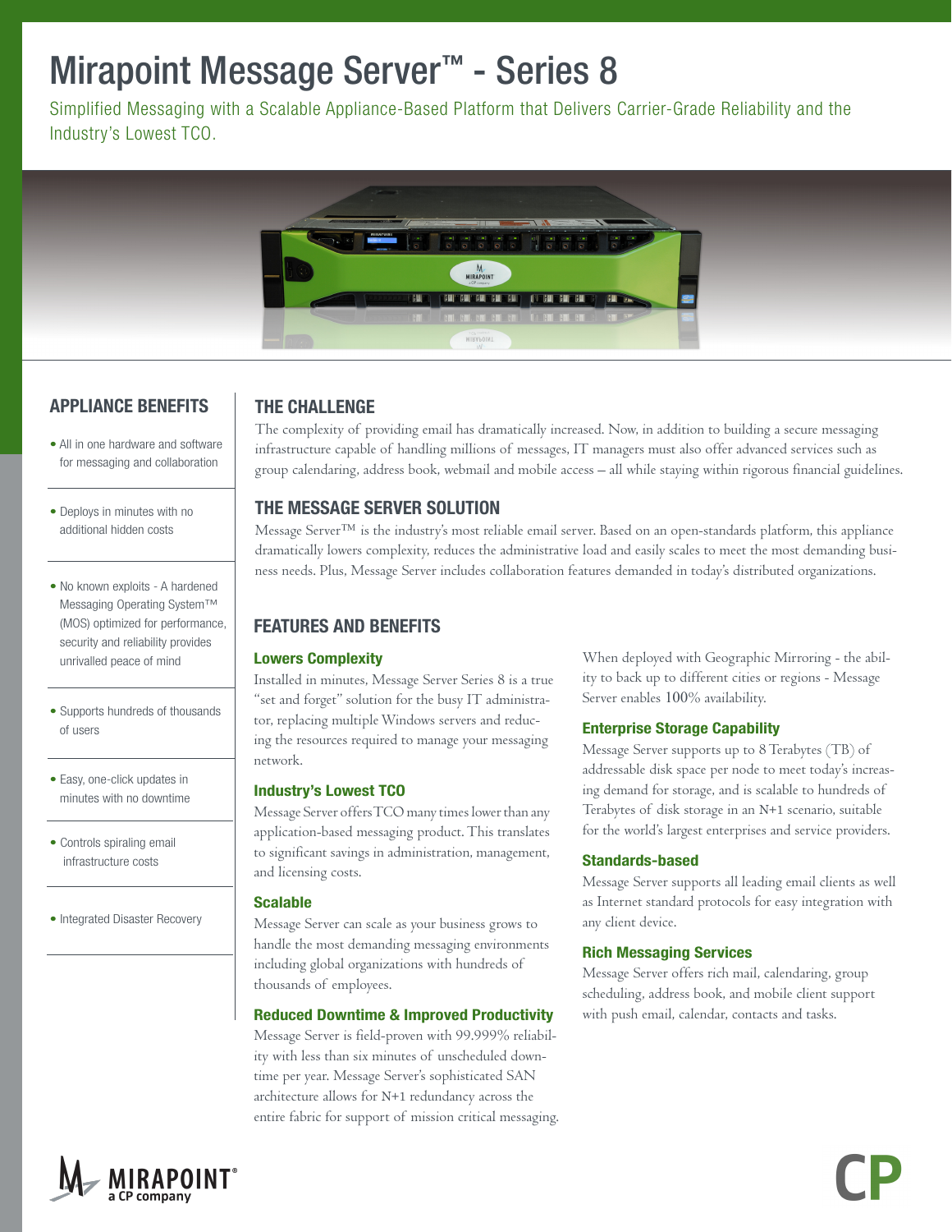# Mirapoint Message Server™ - Series 8

Simplified Messaging with a Scalable Appliance-Based Platform that Delivers Carrier-Grade Reliability and the Industry's Lowest TCO.

## APPLIANCE BENEFITS

- All in one hardware and software for messaging and collaboration
- Deploys in minutes with no additional hidden costs
- No known exploits - A hardened Messaging Operating System™ (MOS) optimized for performance, security and reliability provides unrivalled peace of mind
- Supports hundreds of thousands of users
- Easy, one-click updates in minutes with no downtime
- Controls spiraling email infrastructure costs
- Integrated Disaster Recovery

## THE CHALLENGE

The complexity of providing email has dramatically increased. Now, in addition to building a secure messaging infrastructure capable of handling millions of messages, IT managers must also offer advanced services such as group calendaring, address book, webmail and mobile access – all while staying within rigorous financial guidelines.

## THE MESSAGE SERVER SOLUTION

Message Server™ is the industry's most reliable email server. Based on an open-standards platform, this appliance dramatically lowers complexity, reduces the administrative load and easily scales to meet the most demanding business needs. Plus, Message Server includes collaboration features demanded in today's distributed organizations.

## FEATURES AND BENEFITS

### Lowers Complexity

Installed in minutes, Message Server Series 8 is a true "set and forget" solution for the busy IT administrator, replacing multiple Windows servers and reducing the resources required to manage your messaging network.

### Industry's Lowest TCO

Message Server offers TCO many times lower than any application-based messaging product. This translates to significant savings in administration, management, and licensing costs.

### Scalable

Message Server can scale as your business grows to handle the most demanding messaging environments including global organizations with hundreds of thousands of employees.

### Reduced Downtime & Improved Productivity

Message Server is field-proven with 99.999% reliability with less than six minutes of unscheduled downtime per year. Message Server's sophisticated SAN architecture allows for N+1 redundancy across the entire fabric for support of mission critical messaging.

When deployed with Geographic Mirroring - the ability to back up to different cities or regions - Message Server enables 100% availability.

### Enterprise Storage Capability

Message Server supports up to 8 Terabytes (TB) of addressable disk space per node to meet today's increasing demand for storage, and is scalable to hundreds of Terabytes of disk storage in an N+1 scenario, suitable for the world's largest enterprises and service providers.

### Standards-based

Message Server supports all leading email clients as well as Internet standard protocols for easy integration with any client device.

### Rich Messaging Services

Message Server offers rich mail, calendaring, group scheduling, address book, and mobile client support with push email, calendar, contacts and tasks.

MIRAPOINT® a CP company

CP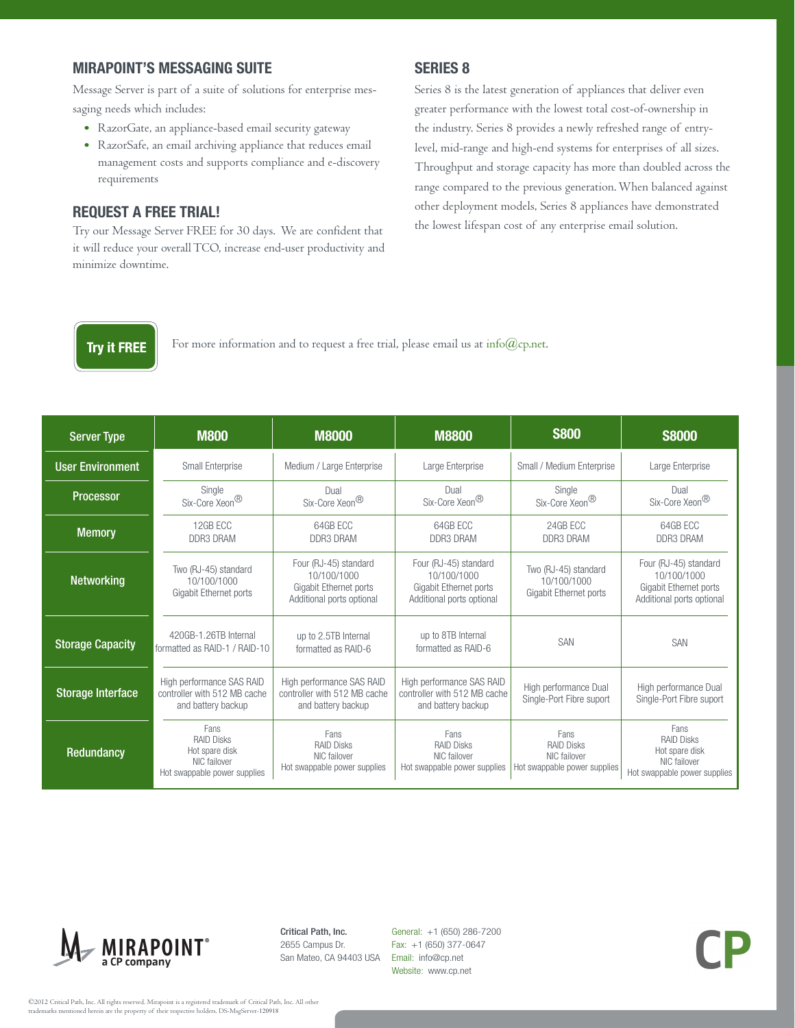## MIRAPOINT'S MESSAGING SUITE

Message Server is part of a suite of solutions for enterprise messaging needs which includes:

- RazorGate, an appliance-based email security gateway
- RazorSafe, an email archiving appliance that reduces email management costs and supports compliance and e-discovery requirements

## REQUEST A FREE TRIAL!

Try our Message Server FREE for 30 days. We are confident that it will reduce your overall TCO, increase end-user productivity and minimize downtime.

## SERIES 8

Series 8 is the latest generation of appliances that deliver even greater performance with the lowest total cost-of-ownership in the industry. Series 8 provides a newly refreshed range of entry-level, mid-range and high-end systems for enterprises of all sizes. Throughput and storage capacity has more than doubled across the range compared to the previous generation. When balanced against other deployment models, Series 8 appliances have demonstrated the lowest lifespan cost of any enterprise email solution.

**Try it FREE**

For more information and to request a free trial, please email us at info@cp.net.

| Server Type | M800 | M8000 | M8800 | S800 | S8000 |
|---|---|---|---|---|---|
| User Environment | Small Enterprise | Medium / Large Enterprise | Large Enterprise | Small / Medium Enterprise | Large Enterprise |
| Processor | Single Six-Core Xeon® | Dual Six-Core Xeon® | Dual Six-Core Xeon® | Single Six-Core Xeon® | Dual Six-Core Xeon® |
| Memory | 12GB ECC DDR3 DRAM | 64GB ECC DDR3 DRAM | 64GB ECC DDR3 DRAM | 24GB ECC DDR3 DRAM | 64GB ECC DDR3 DRAM |
| Networking | Two (RJ-45) standard 10/100/1000 Gigabit Ethernet ports | Four (RJ-45) standard 10/100/1000 Gigabit Ethernet ports Additional ports optional | Four (RJ-45) standard 10/100/1000 Gigabit Ethernet ports Additional ports optional | Two (RJ-45) standard 10/100/1000 Gigabit Ethernet ports | Four (RJ-45) standard 10/100/1000 Gigabit Ethernet ports Additional ports optional |
| Storage Capacity | 420GB-1.26TB Internal formatted as RAID-1 / RAID-10 | up to 2.5TB Internal formatted as RAID-6 | up to 8TB Internal formatted as RAID-6 | SAN | SAN |
| Storage Interface | High performance SAS RAID controller with 512 MB cache and battery backup | High performance SAS RAID controller with 512 MB cache and battery backup | High performance SAS RAID controller with 512 MB cache and battery backup | High performance Dual Single-Port Fibre suport | High performance Dual Single-Port Fibre suport |
| Redundancy | Fans<br>RAID Disks<br>Hot spare disk<br>NIC failover<br>Hot swappable power supplies | Fans<br>RAID Disks<br>NIC failover<br>Hot swappable power supplies | Fans<br>RAID Disks<br>NIC failover<br>Hot swappable power supplies | Fans<br>RAID Disks<br>NIC failover<br>Hot swappable power supplies | Fans<br>RAID Disks<br>Hot spare disk<br>NIC failover<br>Hot swappable power supplies |

MIRAPOINT® a CP company

**Critical Path, Inc.**
2655 Campus Dr.
San Mateo, CA 94403 USA

General: +1 (650) 286-7200
Fax: +1 (650) 377-0647
Email: info@cp.net
Website: www.cp.net

CP

©2012 Critical Path, Inc. All rights reserved. Mirapoint is a registered trademark of Critical Path, Inc. All other trademarks mentioned herein are the property of their respective holders. DS-MsgServer-120918